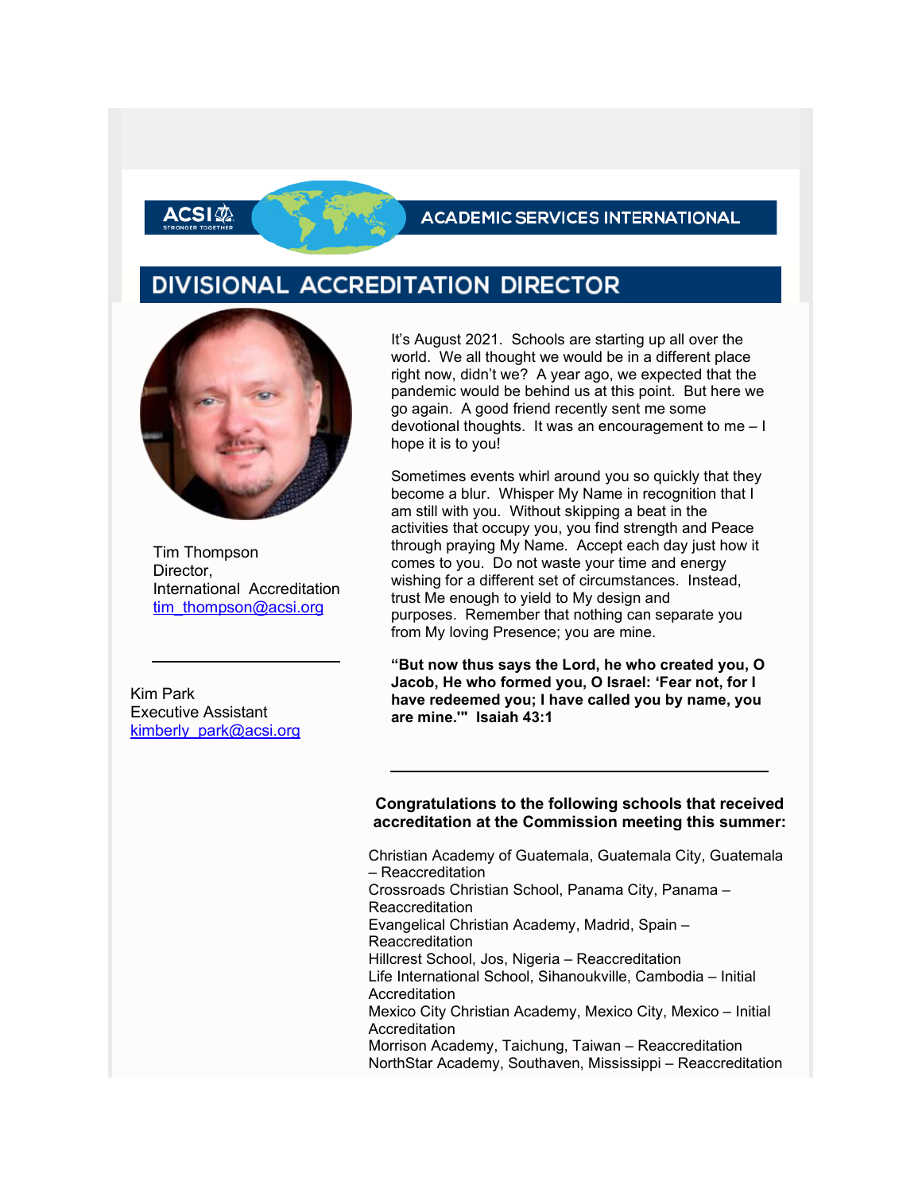ACSI — STRONGER TOGETHER

ACADEMIC SERVICES INTERNATIONAL

# DIVISIONAL ACCREDITATION DIRECTOR

Tim Thompson
Director,
International Accreditation
tim_thompson@acsi.org

---

Kim Park
Executive Assistant
kimberly_park@acsi.org

It's August 2021. Schools are starting up all over the world. We all thought we would be in a different place right now, didn't we? A year ago, we expected that the pandemic would be behind us at this point. But here we go again. A good friend recently sent me some devotional thoughts. It was an encouragement to me – I hope it is to you!

Sometimes events whirl around you so quickly that they become a blur. Whisper My Name in recognition that I am still with you. Without skipping a beat in the activities that occupy you, you find strength and Peace through praying My Name. Accept each day just how it comes to you. Do not waste your time and energy wishing for a different set of circumstances. Instead, trust Me enough to yield to My design and purposes. Remember that nothing can separate you from My loving Presence; you are mine.

**"But now thus says the Lord, he who created you, O Jacob, He who formed you, O Israel: 'Fear not, for I have redeemed you; I have called you by name, you are mine.'" Isaiah 43:1**

---

**Congratulations to the following schools that received accreditation at the Commission meeting this summer:**

Christian Academy of Guatemala, Guatemala City, Guatemala – Reaccreditation
Crossroads Christian School, Panama City, Panama – Reaccreditation
Evangelical Christian Academy, Madrid, Spain – Reaccreditation
Hillcrest School, Jos, Nigeria – Reaccreditation
Life International School, Sihanoukville, Cambodia – Initial Accreditation
Mexico City Christian Academy, Mexico City, Mexico – Initial Accreditation
Morrison Academy, Taichung, Taiwan – Reaccreditation
NorthStar Academy, Southaven, Mississippi – Reaccreditation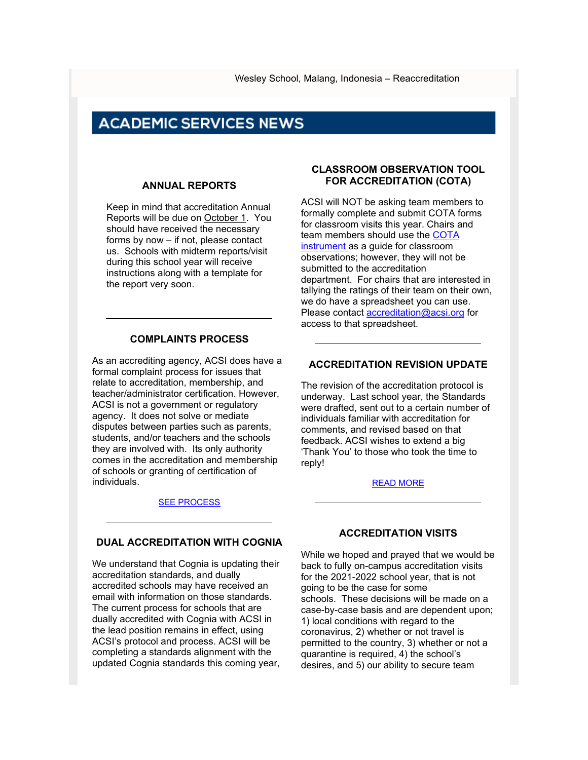Wesley School, Malang, Indonesia – Reaccreditation

# ACADEMIC SERVICES NEWS

### ANNUAL REPORTS

Keep in mind that accreditation Annual Reports will be due on October 1. You should have received the necessary forms by now – if not, please contact us. Schools with midterm reports/visit during this school year will receive instructions along with a template for the report very soon.

### COMPLAINTS PROCESS

As an accrediting agency, ACSI does have a formal complaint process for issues that relate to accreditation, membership, and teacher/administrator certification. However, ACSI is not a government or regulatory agency. It does not solve or mediate disputes between parties such as parents, students, and/or teachers and the schools they are involved with. Its only authority comes in the accreditation and membership of schools or granting of certification of individuals.

SEE PROCESS

### DUAL ACCREDITATION WITH COGNIA

We understand that Cognia is updating their accreditation standards, and dually accredited schools may have received an email with information on those standards. The current process for schools that are dually accredited with Cognia with ACSI in the lead position remains in effect, using ACSI's protocol and process. ACSI will be completing a standards alignment with the updated Cognia standards this coming year,

### CLASSROOM OBSERVATION TOOL FOR ACCREDITATION (COTA)

ACSI will NOT be asking team members to formally complete and submit COTA forms for classroom visits this year. Chairs and team members should use the COTA instrument as a guide for classroom observations; however, they will not be submitted to the accreditation department. For chairs that are interested in tallying the ratings of their team on their own, we do have a spreadsheet you can use. Please contact accreditation@acsi.org for access to that spreadsheet.

### ACCREDITATION REVISION UPDATE

The revision of the accreditation protocol is underway. Last school year, the Standards were drafted, sent out to a certain number of individuals familiar with accreditation for comments, and revised based on that feedback. ACSI wishes to extend a big 'Thank You' to those who took the time to reply!

READ MORE

### ACCREDITATION VISITS

While we hoped and prayed that we would be back to fully on-campus accreditation visits for the 2021-2022 school year, that is not going to be the case for some schools. These decisions will be made on a case-by-case basis and are dependent upon; 1) local conditions with regard to the coronavirus, 2) whether or not travel is permitted to the country, 3) whether or not a quarantine is required, 4) the school's desires, and 5) our ability to secure team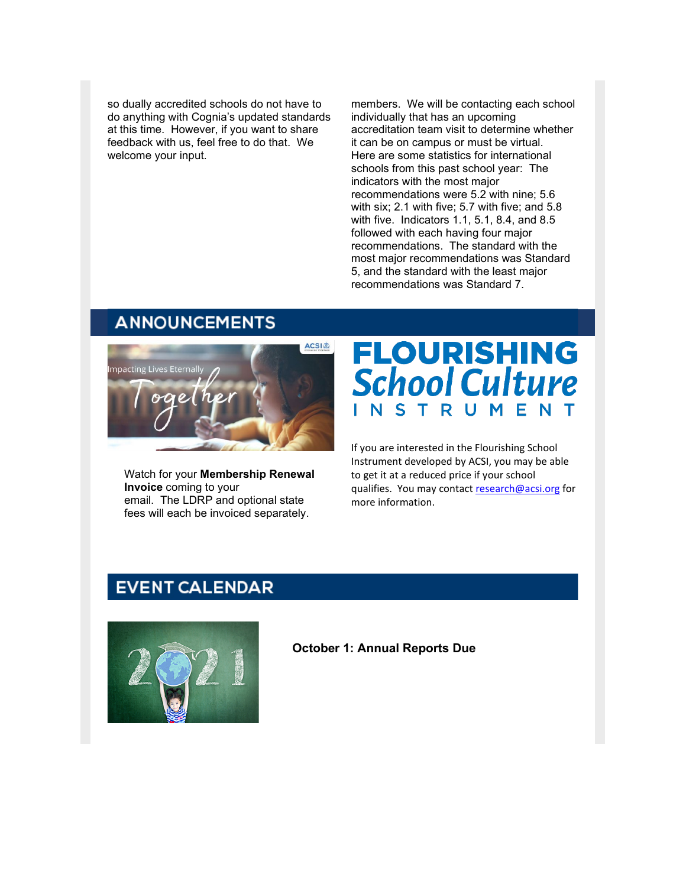so dually accredited schools do not have to do anything with Cognia's updated standards at this time. However, if you want to share feedback with us, feel free to do that. We welcome your input.

members. We will be contacting each school individually that has an upcoming accreditation team visit to determine whether it can be on campus or must be virtual. Here are some statistics for international schools from this past school year: The indicators with the most major recommendations were 5.2 with nine; 5.6 with six; 2.1 with five; 5.7 with five; and 5.8 with five. Indicators 1.1, 5.1, 8.4, and 8.5 followed with each having four major recommendations. The standard with the most major recommendations was Standard 5, and the standard with the least major recommendations was Standard 7.

## ANNOUNCEMENTS

Impacting Lives Eternally *Together*

Watch for your **Membership Renewal Invoice** coming to your email. The LDRP and optional state fees will each be invoiced separately.

**FLOURISHING *School Culture* INSTRUMENT**

If you are interested in the Flourishing School Instrument developed by ACSI, you may be able to get it at a reduced price if your school qualifies. You may contact research@acsi.org for more information.

## EVENT CALENDAR

**October 1: Annual Reports Due**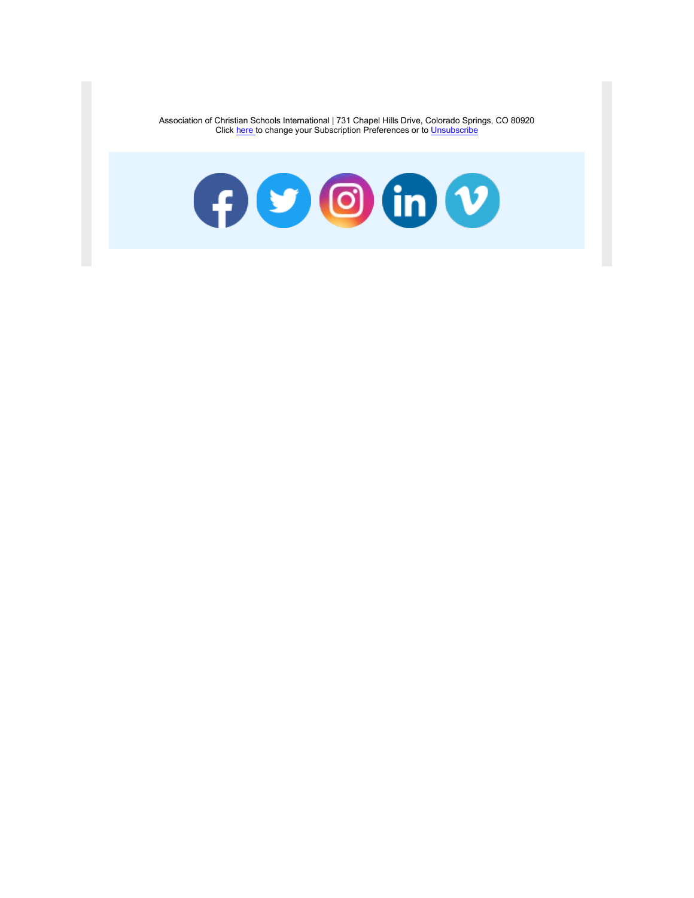Association of Christian Schools International | 731 Chapel Hills Drive, Colorado Springs, CO 80920
Click here to change your Subscription Preferences or to Unsubscribe